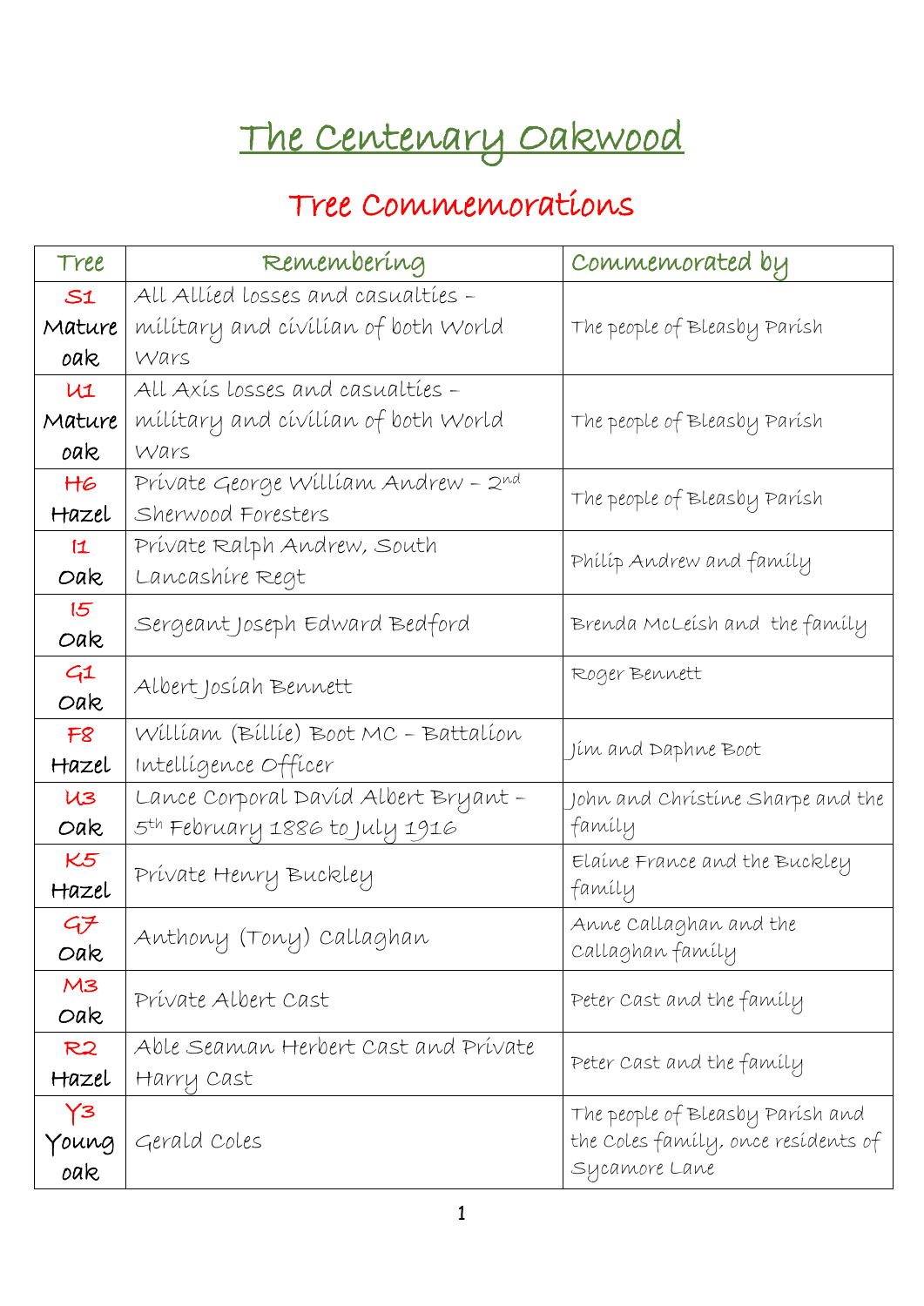# The Centenary Oakwood

## Tree Commemorations

| Tree | Remembering | Commemorated by |
|---|---|---|
| S1 Mature oak | All Allied losses and casualties – military and civilian of both World Wars | The people of Bleasby Parish |
| U1 Mature oak | All Axis losses and casualties – military and civilian of both World Wars | The people of Bleasby Parish |
| H6 Hazel | Private George William Andrew – 2nd Sherwood Foresters | The people of Bleasby Parish |
| I1 Oak | Private Ralph Andrew, South Lancashire Regt | Philip Andrew and family |
| I5 Oak | Sergeant Joseph Edward Bedford | Brenda McLeish and the family |
| G1 Oak | Albert Josiah Bennett | Roger Bennett |
| F8 Hazel | William (Billie) Boot MC – Battalion Intelligence Officer | Jim and Daphne Boot |
| U3 Oak | Lance Corporal David Albert Bryant – 5th February 1886 to July 1916 | John and Christine Sharpe and the family |
| K5 Hazel | Private Henry Buckley | Elaine France and the Buckley family |
| G7 Oak | Anthony (Tony) Callaghan | Anne Callaghan and the Callaghan family |
| M3 Oak | Private Albert Cast | Peter Cast and the family |
| R2 Hazel | Able Seaman Herbert Cast and Private Harry Cast | Peter Cast and the family |
| Y3 Young oak | Gerald Coles | The people of Bleasby Parish and the Coles family, once residents of Sycamore Lane |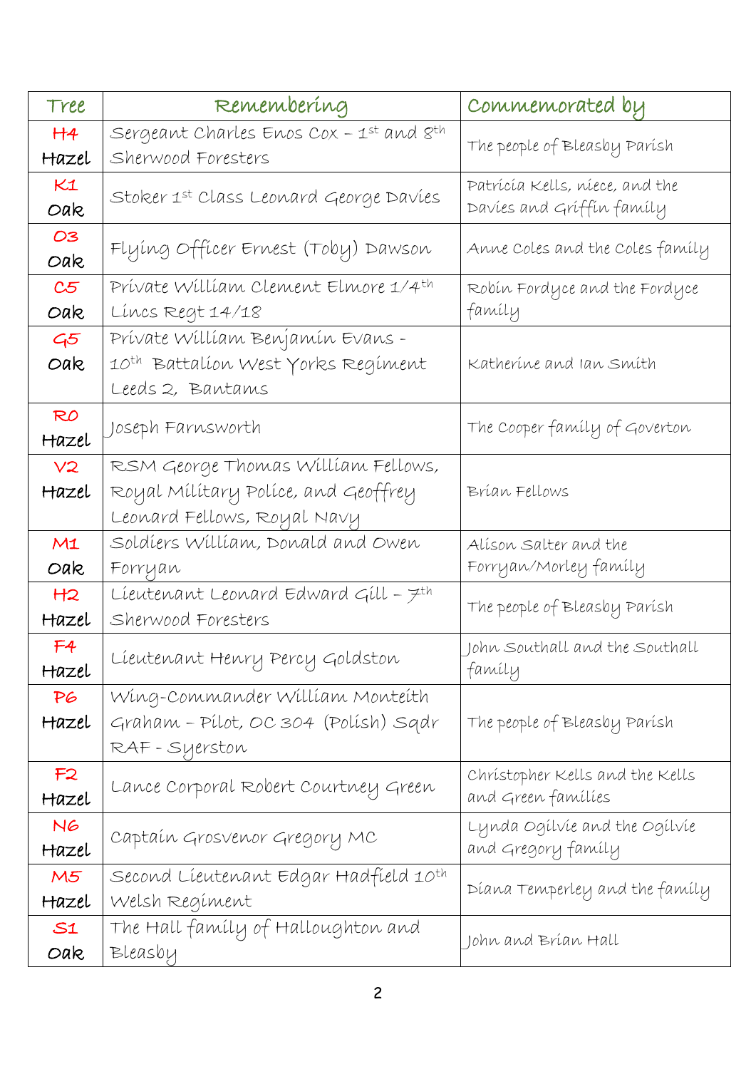| Tree | Remembering | Commemorated by |
|---|---|---|
| H4 Hazel | Sergeant Charles Enos Cox – 1st and 8th Sherwood Foresters | The people of Bleasby Parish |
| K1 Oak | Stoker 1st Class Leonard George Davies | Patricia Kells, niece, and the Davies and Griffin family |
| O3 Oak | Flying Officer Ernest (Toby) Dawson | Anne Coles and the Coles family |
| C5 Oak | Private William Clement Elmore 1/4th Lincs Regt 14/18 | Robin Fordyce and the Fordyce family |
| G5 Oak | Private William Benjamin Evans - 10th Battalion West Yorks Regiment Leeds 2, Bantams | Katherine and Ian Smith |
| R0 Hazel | Joseph Farnsworth | The Cooper family of Goverton |
| V2 Hazel | RSM George Thomas William Fellows, Royal Military Police, and Geoffrey Leonard Fellows, Royal Navy | Brian Fellows |
| M1 Oak | Soldiers William, Donald and Owen Forryan | Alison Salter and the Forryan/Morley family |
| H2 Hazel | Lieutenant Leonard Edward Gill – 7th Sherwood Foresters | The people of Bleasby Parish |
| F4 Hazel | Lieutenant Henry Percy Goldston | John Southall and the Southall family |
| P6 Hazel | Wing-Commander William Monteith Graham – Pilot, OC 304 (Polish) Sqdr RAF - Syerston | The people of Bleasby Parish |
| F2 Hazel | Lance Corporal Robert Courtney Green | Christopher Kells and the Kells and Green families |
| N6 Hazel | Captain Grosvenor Gregory MC | Lynda Ogilvie and the Ogilvie and Gregory family |
| M5 Hazel | Second Lieutenant Edgar Hadfield 10th Welsh Regiment | Diana Temperley and the family |
| S1 Oak | The Hall family of Halloughton and Bleasby | John and Brian Hall |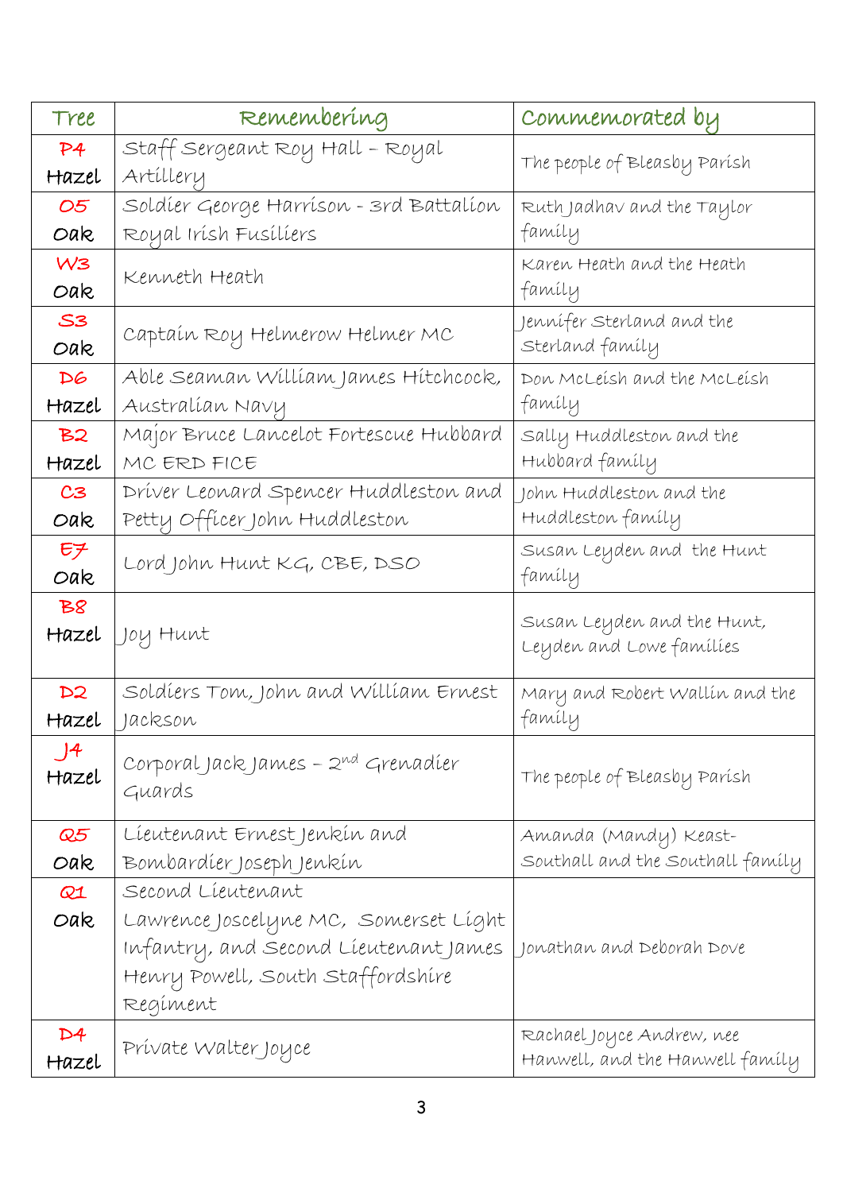| Tree | Remembering | Commemorated by |
| --- | --- | --- |
| P4 Hazel | Staff Sergeant Roy Hall - Royal Artillery | The people of Bleasby Parish |
| O5 Oak | Soldier George Harrison - 3rd Battalion Royal Irish Fusiliers | Ruth Jadhav and the Taylor family |
| W3 Oak | Kenneth Heath | Karen Heath and the Heath family |
| S3 Oak | Captain Roy Helmerow Helmer MC | Jennifer Sterland and the Sterland family |
| D6 Hazel | Able Seaman William James Hitchcock, Australian Navy | Don McLeish and the McLeish family |
| B2 Hazel | Major Bruce Lancelot Fortescue Hubbard MC ERD FICE | Sally Huddleston and the Hubbard family |
| C3 Oak | Driver Leonard Spencer Huddleston and Petty Officer John Huddleston | John Huddleston and the Huddleston family |
| E7 Oak | Lord John Hunt KG, CBE, DSO | Susan Leyden and the Hunt family |
| B8 Hazel | Joy Hunt | Susan Leyden and the Hunt, Leyden and Lowe families |
| D2 Hazel | Soldiers Tom, John and William Ernest Jackson | Mary and Robert Wallin and the family |
| J4 Hazel | Corporal Jack James – 2nd Grenadier Guards | The people of Bleasby Parish |
| Q5 Oak | Lieutenant Ernest Jenkin and Bombardier Joseph Jenkin | Amanda (Mandy) Keast-Southall and the Southall family |
| Q1 Oak | Second Lieutenant Lawrence Joscelyne MC, Somerset Light Infantry, and Second Lieutenant James Henry Powell, South Staffordshire Regiment | Jonathan and Deborah Dove |
| D4 Hazel | Private Walter Joyce | Rachael Joyce Andrew, nee Hanwell, and the Hanwell family |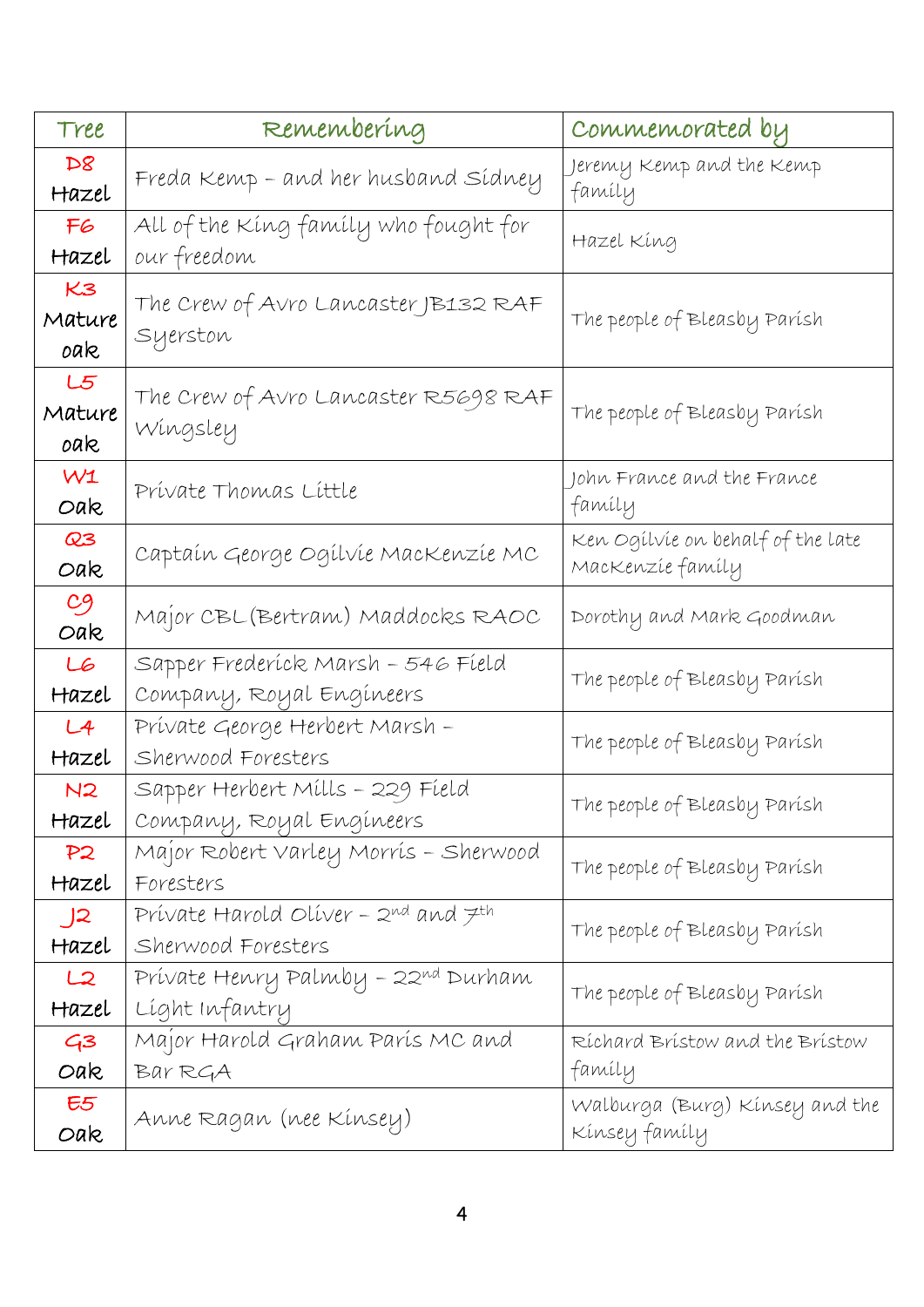| Tree | Remembering | Commemorated by |
|---|---|---|
| D8 Hazel | Freda Kemp – and her husband Sidney | Jeremy Kemp and the Kemp family |
| F6 Hazel | All of the King family who fought for our freedom | Hazel King |
| K3 Mature oak | The Crew of Avro Lancaster JB132 RAF Syerston | The people of Bleasby Parish |
| L5 Mature oak | The Crew of Avro Lancaster R5698 RAF Wingsley | The people of Bleasby Parish |
| W1 Oak | Private Thomas Little | John France and the France family |
| Q3 Oak | Captain George Ogilvie MacKenzie MC | Ken Ogilvie on behalf of the late MacKenzie family |
| C9 Oak | Major CBL (Bertram) Maddocks RAOC | Dorothy and Mark Goodman |
| L6 Hazel | Sapper Frederick Marsh – 546 Field Company, Royal Engineers | The people of Bleasby Parish |
| L4 Hazel | Private George Herbert Marsh – Sherwood Foresters | The people of Bleasby Parish |
| N2 Hazel | Sapper Herbert Mills – 229 Field Company, Royal Engineers | The people of Bleasby Parish |
| P2 Hazel | Major Robert Varley Morris – Sherwood Foresters | The people of Bleasby Parish |
| J2 Hazel | Private Harold Oliver – 2nd and 7th Sherwood Foresters | The people of Bleasby Parish |
| L2 Hazel | Private Henry Palmby – 22nd Durham Light Infantry | The people of Bleasby Parish |
| G3 Oak | Major Harold Graham Paris MC and Bar RGA | Richard Bristow and the Bristow family |
| E5 Oak | Anne Ragan (nee Kinsey) | Walburga (Burg) Kinsey and the Kinsey family |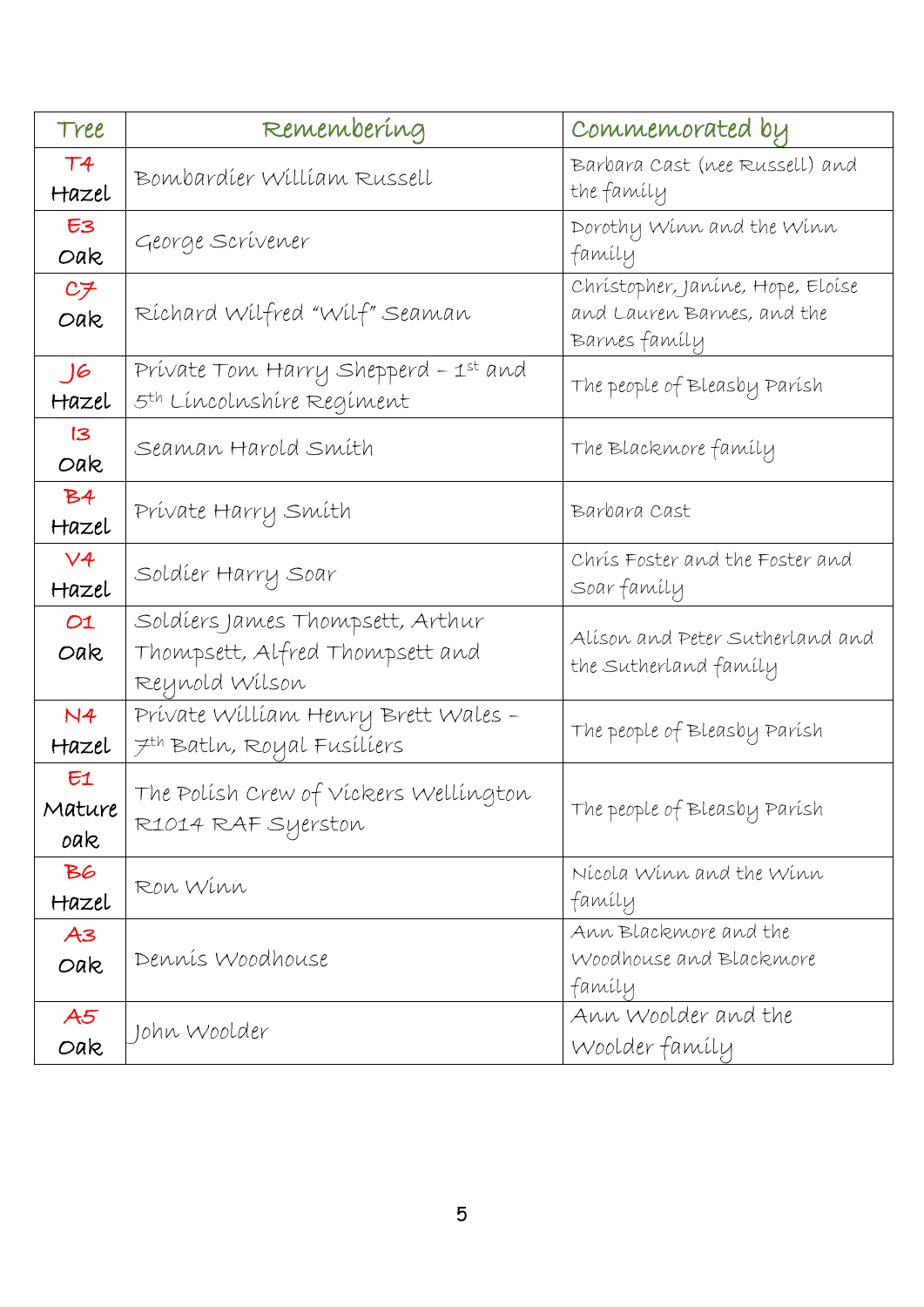| Tree | Remembering | Commemorated by |
|---|---|---|
| T4 Hazel | Bombardier William Russell | Barbara Cast (nee Russell) and the family |
| E3 Oak | George Scrivener | Dorothy Winn and the Winn family |
| C7 Oak | Richard Wilfred "Wilf" Seaman | Christopher, Janine, Hope, Eloise and Lauren Barnes, and the Barnes family |
| J6 Hazel | Private Tom Harry Shepperd – 1st and 5th Lincolnshire Regiment | The people of Bleasby Parish |
| I3 Oak | Seaman Harold Smith | The Blackmore family |
| B4 Hazel | Private Harry Smith | Barbara Cast |
| V4 Hazel | Soldier Harry Soar | Chris Foster and the Foster and Soar family |
| O1 Oak | Soldiers James Thompsett, Arthur Thompsett, Alfred Thompsett and Reynold Wilson | Alison and Peter Sutherland and the Sutherland family |
| N4 Hazel | Private William Henry Brett Wales – 7th Batln, Royal Fusiliers | The people of Bleasby Parish |
| E1 Mature oak | The Polish Crew of Vickers Wellington R1014 RAF Syerston | The people of Bleasby Parish |
| B6 Hazel | Ron Winn | Nicola Winn and the Winn family |
| A3 Oak | Dennis Woodhouse | Ann Blackmore and the Woodhouse and Blackmore family |
| A5 Oak | John Woolder | Ann Woolder and the Woolder family |